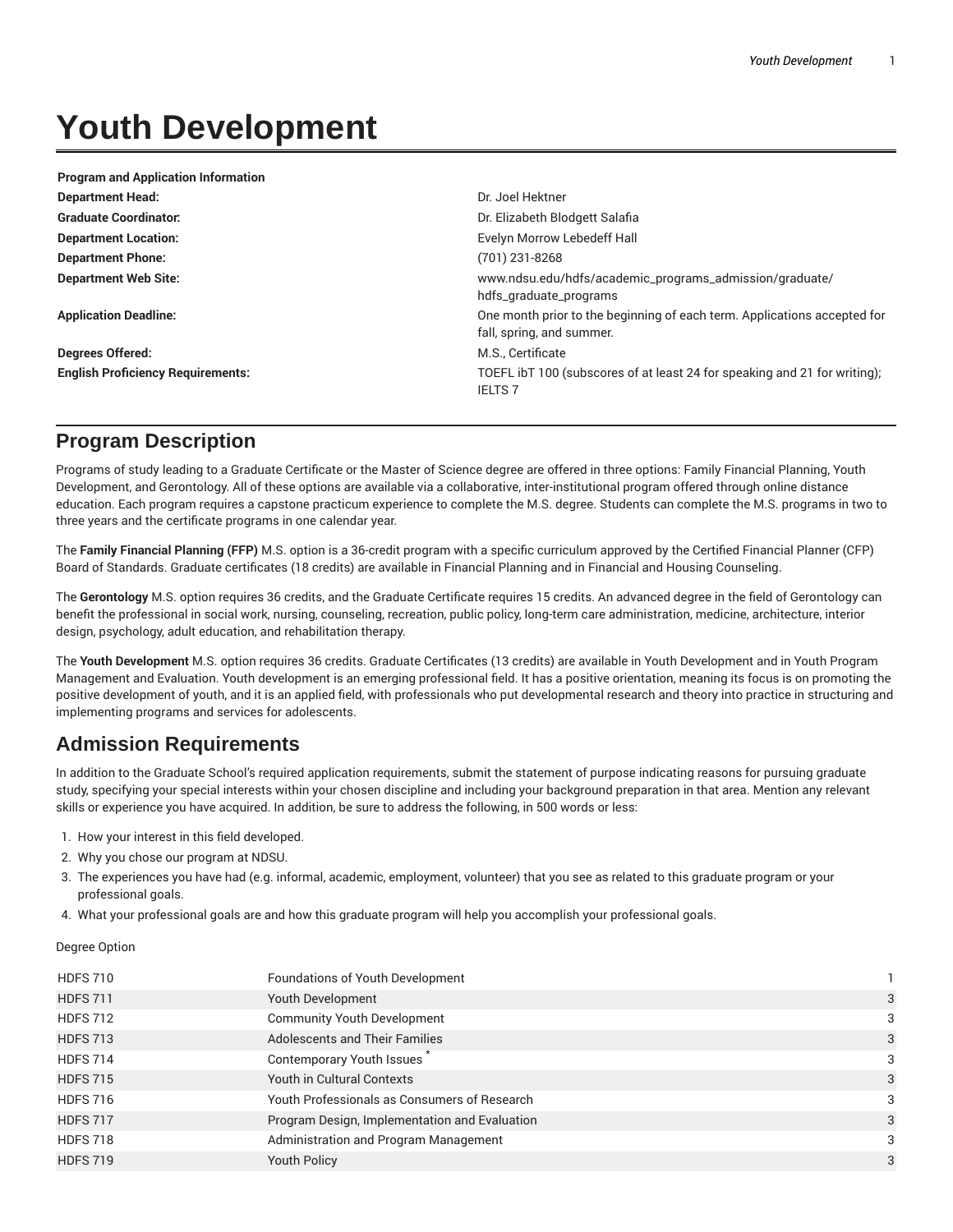# Youth Development

| Program and Application Information | |
| --- | --- |
| **Department Head:** | Dr. Joel Hektner |
| **Graduate Coordinator:** | Dr. Elizabeth Blodgett Salafia |
| **Department Location:** | Evelyn Morrow Lebedeff Hall |
| **Department Phone:** | (701) 231-8268 |
| **Department Web Site:** | www.ndsu.edu/hdfs/academic_programs_admission/graduate/hdfs_graduate_programs |
| **Application Deadline:** | One month prior to the beginning of each term. Applications accepted for fall, spring, and summer. |
| **Degrees Offered:** | M.S., Certificate |
| **English Proficiency Requirements:** | TOEFL ibT 100 (subscores of at least 24 for speaking and 21 for writing); IELTS 7 |

## Program Description

Programs of study leading to a Graduate Certificate or the Master of Science degree are offered in three options: Family Financial Planning, Youth Development, and Gerontology. All of these options are available via a collaborative, inter-institutional program offered through online distance education. Each program requires a capstone practicum experience to complete the M.S. degree. Students can complete the M.S. programs in two to three years and the certificate programs in one calendar year.

The **Family Financial Planning (FFP)** M.S. option is a 36-credit program with a specific curriculum approved by the Certified Financial Planner (CFP) Board of Standards. Graduate certificates (18 credits) are available in Financial Planning and in Financial and Housing Counseling.

The **Gerontology** M.S. option requires 36 credits, and the Graduate Certificate requires 15 credits. An advanced degree in the field of Gerontology can benefit the professional in social work, nursing, counseling, recreation, public policy, long-term care administration, medicine, architecture, interior design, psychology, adult education, and rehabilitation therapy.

The **Youth Development** M.S. option requires 36 credits. Graduate Certificates (13 credits) are available in Youth Development and in Youth Program Management and Evaluation. Youth development is an emerging professional field. It has a positive orientation, meaning its focus is on promoting the positive development of youth, and it is an applied field, with professionals who put developmental research and theory into practice in structuring and implementing programs and services for adolescents.

## Admission Requirements

In addition to the Graduate School's required application requirements, submit the statement of purpose indicating reasons for pursuing graduate study, specifying your special interests within your chosen discipline and including your background preparation in that area. Mention any relevant skills or experience you have acquired. In addition, be sure to address the following, in 500 words or less:

1. How your interest in this field developed.
2. Why you chose our program at NDSU.
3. The experiences you have had (e.g. informal, academic, employment, volunteer) that you see as related to this graduate program or your professional goals.
4. What your professional goals are and how this graduate program will help you accomplish your professional goals.

Degree Option

| | | |
| --- | --- | --- |
| HDFS 710 | Foundations of Youth Development | 1 |
| HDFS 711 | Youth Development | 3 |
| HDFS 712 | Community Youth Development | 3 |
| HDFS 713 | Adolescents and Their Families | 3 |
| HDFS 714 | Contemporary Youth Issues * | 3 |
| HDFS 715 | Youth in Cultural Contexts | 3 |
| HDFS 716 | Youth Professionals as Consumers of Research | 3 |
| HDFS 717 | Program Design, Implementation and Evaluation | 3 |
| HDFS 718 | Administration and Program Management | 3 |
| HDFS 719 | Youth Policy | 3 |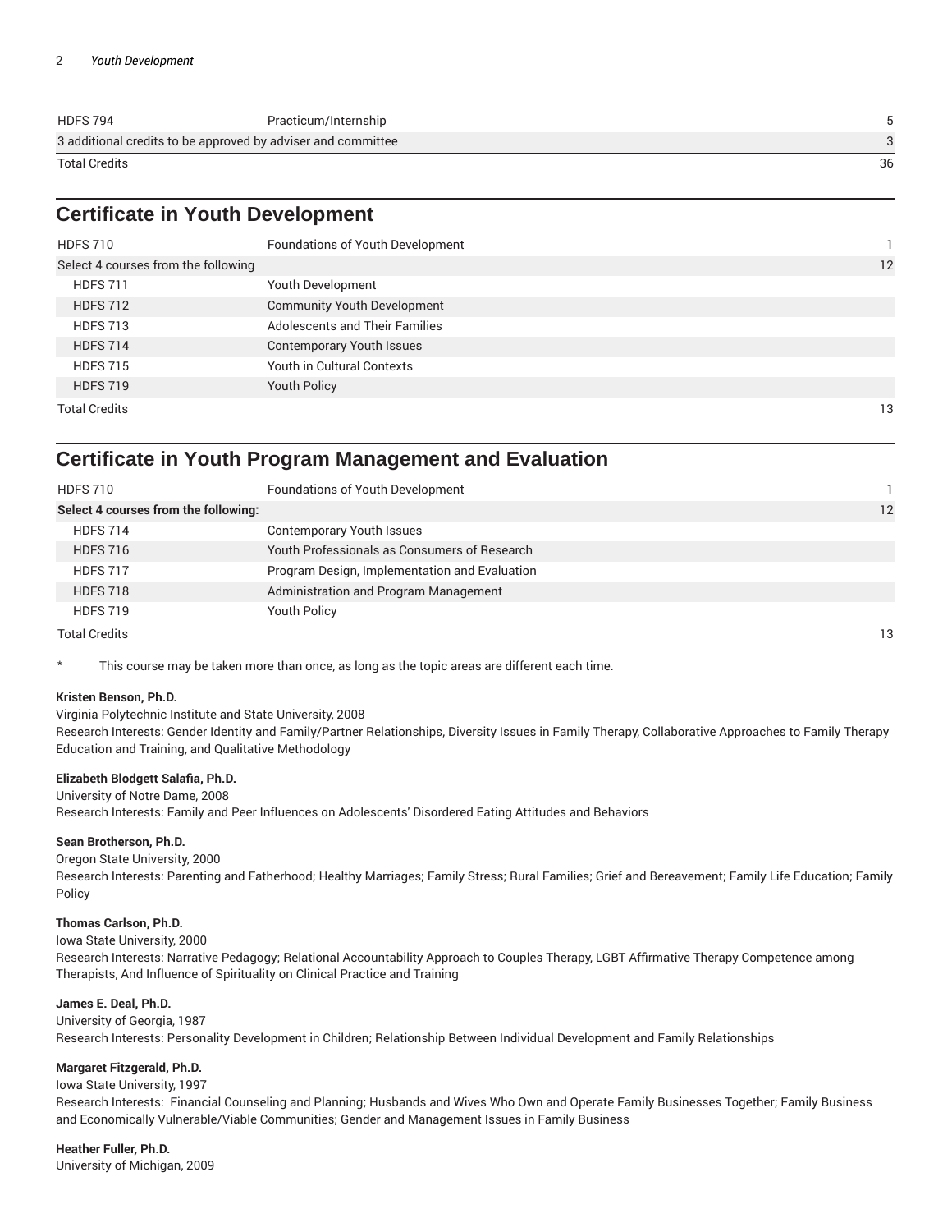| | | |
|---|---|---|
| HDFS 794 | Practicum/Internship | 5 |
| 3 additional credits to be approved by adviser and committee | | 3 |
| Total Credits | | 36 |

## Certificate in Youth Development

| | | |
|---|---|---|
| HDFS 710 | Foundations of Youth Development | 1 |
| Select 4 courses from the following | | 12 |
| HDFS 711 | Youth Development | |
| HDFS 712 | Community Youth Development | |
| HDFS 713 | Adolescents and Their Families | |
| HDFS 714 | Contemporary Youth Issues | |
| HDFS 715 | Youth in Cultural Contexts | |
| HDFS 719 | Youth Policy | |
| Total Credits | | 13 |

## Certificate in Youth Program Management and Evaluation

| | | |
|---|---|---|
| HDFS 710 | Foundations of Youth Development | 1 |
| **Select 4 courses from the following:** | | 12 |
| HDFS 714 | Contemporary Youth Issues | |
| HDFS 716 | Youth Professionals as Consumers of Research | |
| HDFS 717 | Program Design, Implementation and Evaluation | |
| HDFS 718 | Administration and Program Management | |
| HDFS 719 | Youth Policy | |
| Total Credits | | 13 |

* This course may be taken more than once, as long as the topic areas are different each time.

**Kristen Benson, Ph.D.**
Virginia Polytechnic Institute and State University, 2008
Research Interests: Gender Identity and Family/Partner Relationships, Diversity Issues in Family Therapy, Collaborative Approaches to Family Therapy Education and Training, and Qualitative Methodology

**Elizabeth Blodgett Salafia, Ph.D.**
University of Notre Dame, 2008
Research Interests: Family and Peer Influences on Adolescents' Disordered Eating Attitudes and Behaviors

**Sean Brotherson, Ph.D.**
Oregon State University, 2000
Research Interests: Parenting and Fatherhood; Healthy Marriages; Family Stress; Rural Families; Grief and Bereavement; Family Life Education; Family Policy

**Thomas Carlson, Ph.D.**
Iowa State University, 2000
Research Interests: Narrative Pedagogy; Relational Accountability Approach to Couples Therapy, LGBT Affirmative Therapy Competence among Therapists, And Influence of Spirituality on Clinical Practice and Training

**James E. Deal, Ph.D.**
University of Georgia, 1987
Research Interests: Personality Development in Children; Relationship Between Individual Development and Family Relationships

**Margaret Fitzgerald, Ph.D.**
Iowa State University, 1997
Research Interests: Financial Counseling and Planning; Husbands and Wives Who Own and Operate Family Businesses Together; Family Business and Economically Vulnerable/Viable Communities; Gender and Management Issues in Family Business

**Heather Fuller, Ph.D.**
University of Michigan, 2009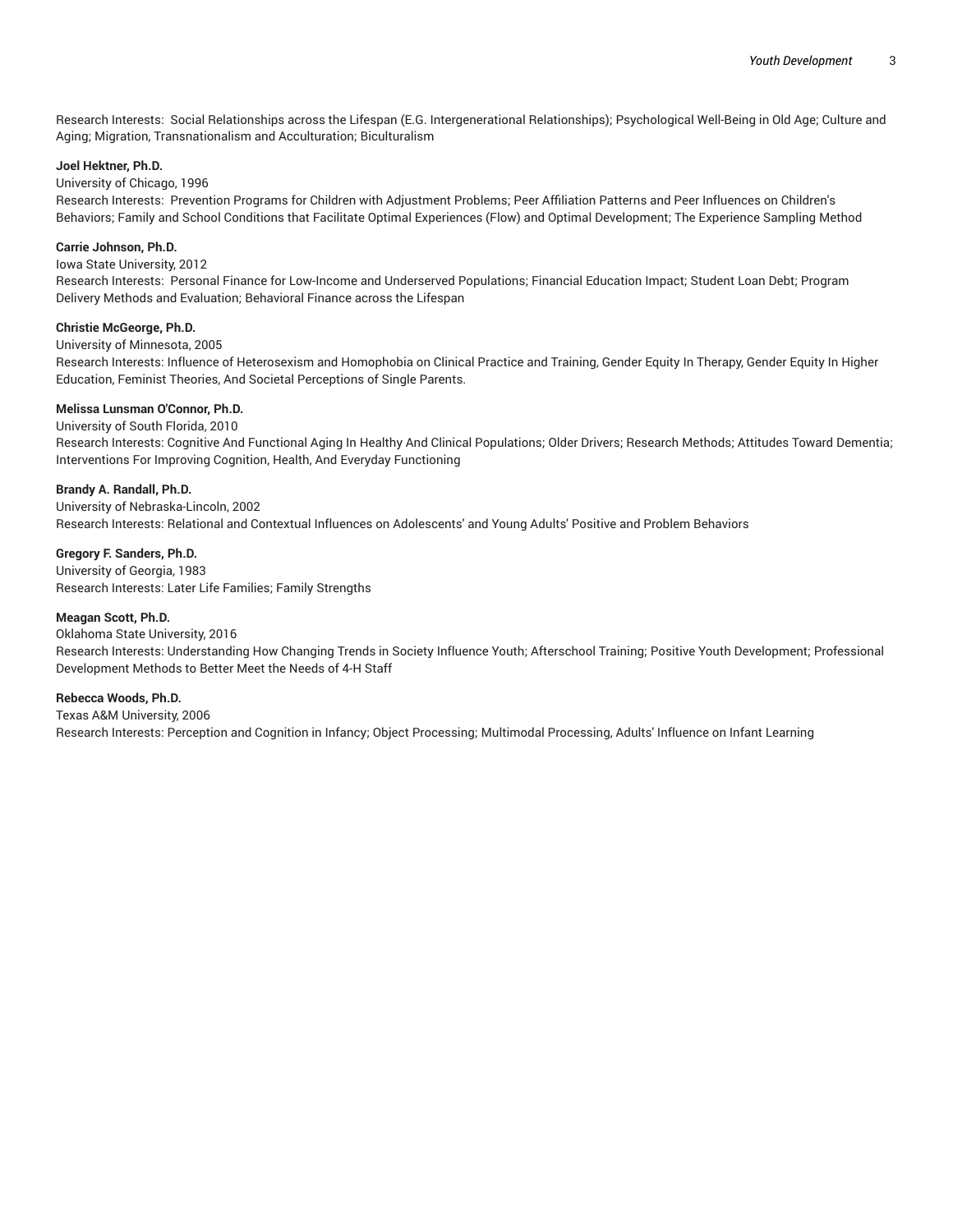Research Interests: Social Relationships across the Lifespan (E.G. Intergenerational Relationships); Psychological Well-Being in Old Age; Culture and Aging; Migration, Transnationalism and Acculturation; Biculturalism

**Joel Hektner, Ph.D.**
University of Chicago, 1996
Research Interests: Prevention Programs for Children with Adjustment Problems; Peer Affiliation Patterns and Peer Influences on Children's Behaviors; Family and School Conditions that Facilitate Optimal Experiences (Flow) and Optimal Development; The Experience Sampling Method

**Carrie Johnson, Ph.D.**
Iowa State University, 2012
Research Interests: Personal Finance for Low-Income and Underserved Populations; Financial Education Impact; Student Loan Debt; Program Delivery Methods and Evaluation; Behavioral Finance across the Lifespan

**Christie McGeorge, Ph.D.**
University of Minnesota, 2005
Research Interests: Influence of Heterosexism and Homophobia on Clinical Practice and Training, Gender Equity In Therapy, Gender Equity In Higher Education, Feminist Theories, And Societal Perceptions of Single Parents.

**Melissa Lunsman O'Connor, Ph.D.**
University of South Florida, 2010
Research Interests: Cognitive And Functional Aging In Healthy And Clinical Populations; Older Drivers; Research Methods; Attitudes Toward Dementia; Interventions For Improving Cognition, Health, And Everyday Functioning

**Brandy A. Randall, Ph.D.**
University of Nebraska-Lincoln, 2002
Research Interests: Relational and Contextual Influences on Adolescents' and Young Adults' Positive and Problem Behaviors

**Gregory F. Sanders, Ph.D.**
University of Georgia, 1983
Research Interests: Later Life Families; Family Strengths

**Meagan Scott, Ph.D.**
Oklahoma State University, 2016
Research Interests: Understanding How Changing Trends in Society Influence Youth; Afterschool Training; Positive Youth Development; Professional Development Methods to Better Meet the Needs of 4-H Staff

**Rebecca Woods, Ph.D.**
Texas A&M University, 2006
Research Interests: Perception and Cognition in Infancy; Object Processing; Multimodal Processing, Adults' Influence on Infant Learning